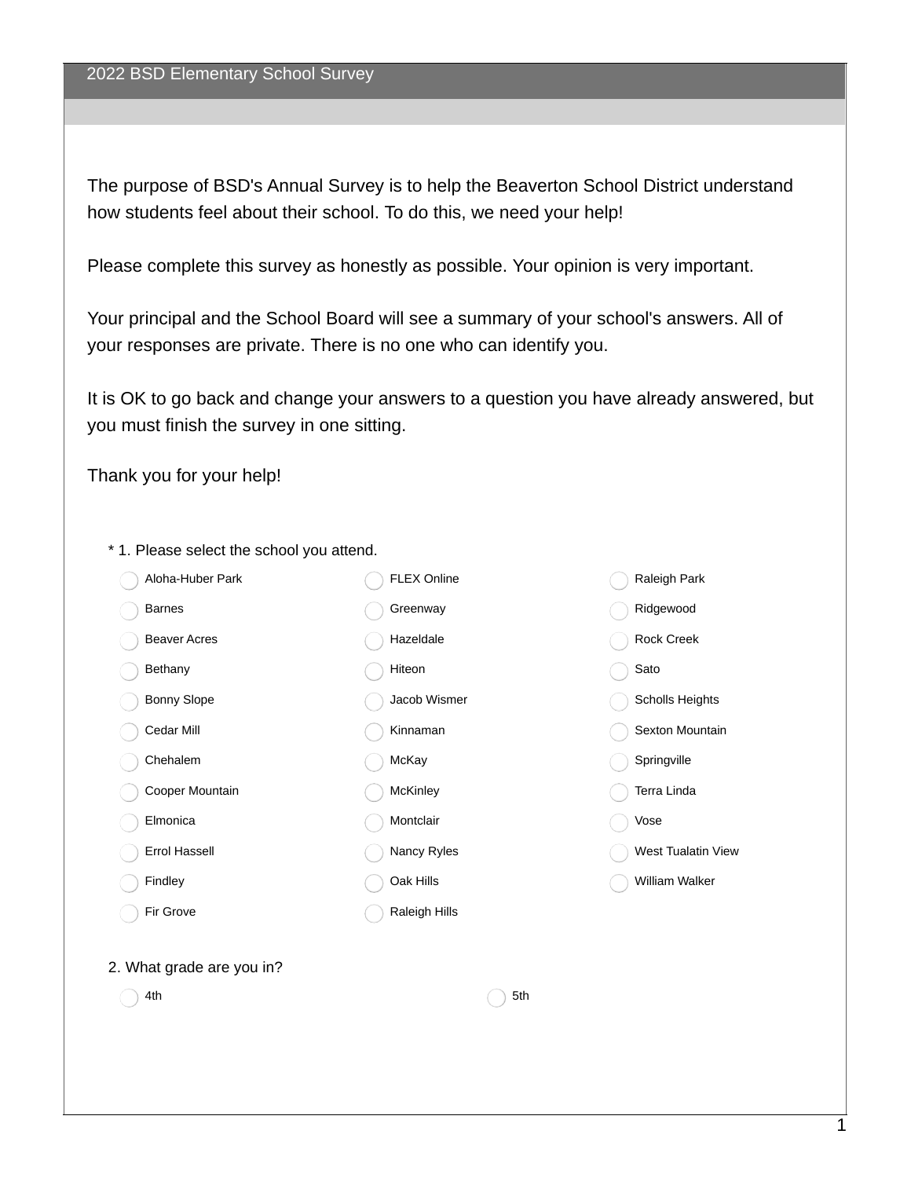# 2022 BSD Elementary School Survey

The purpose of BSD's Annual Survey is to help the Beaverton School District understand how students feel about their school. To do this, we need your help!

Please complete this survey as honestly as possible. Your opinion is very important.

Your principal and the School Board will see a summary of your school's answers. All of your responses are private. There is no one who can identify you.

It is OK to go back and change your answers to a question you have already answered, but you must finish the survey in one sitting.

Thank you for your help!

\* 1. Please select the school you attend.

- Aloha-Huber Park
- Barnes
- Beaver Acres
- Bethany
- Bonny Slope
- Cedar Mill
- Chehalem
- Cooper Mountain
- Elmonica
- Errol Hassell
- Findley
- Fir Grove
- FLEX Online
- Greenway
- Hazeldale
- Hiteon
- Jacob Wismer
- Kinnaman
- McKay
- McKinley
- Montclair
- Nancy Ryles
- Oak Hills
- Raleigh Hills
- Raleigh Park
- Ridgewood
- Rock Creek
- Sato
- Scholls Heights
- Sexton Mountain
- Springville
- Terra Linda
- Vose
- West Tualatin View
- William Walker

2. What grade are you in?

- 4th
- 5th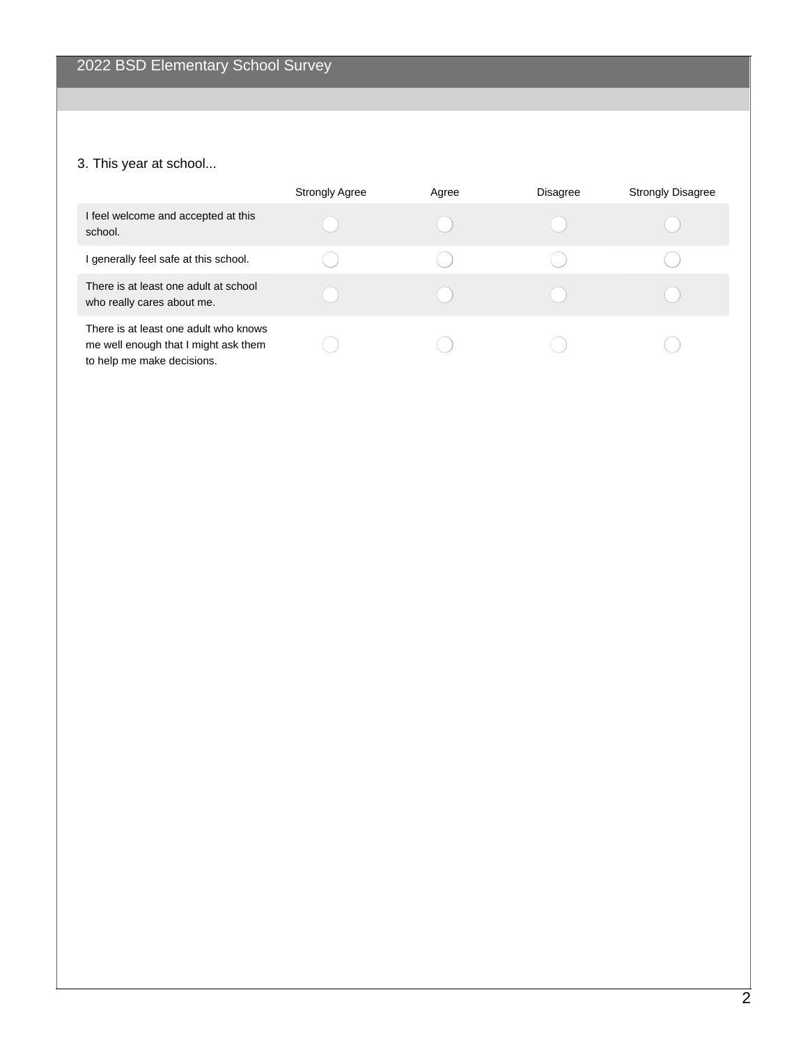## 2022 BSD Elementary School Survey

3. This year at school...

| | Strongly Agree | Agree | Disagree | Strongly Disagree |
|---|---|---|---|---|
| I feel welcome and accepted at this school. | ◯ | ◯ | ◯ | ◯ |
| I generally feel safe at this school. | ◯ | ◯ | ◯ | ◯ |
| There is at least one adult at school who really cares about me. | ◯ | ◯ | ◯ | ◯ |
| There is at least one adult who knows me well enough that I might ask them to help me make decisions. | ◯ | ◯ | ◯ | ◯ |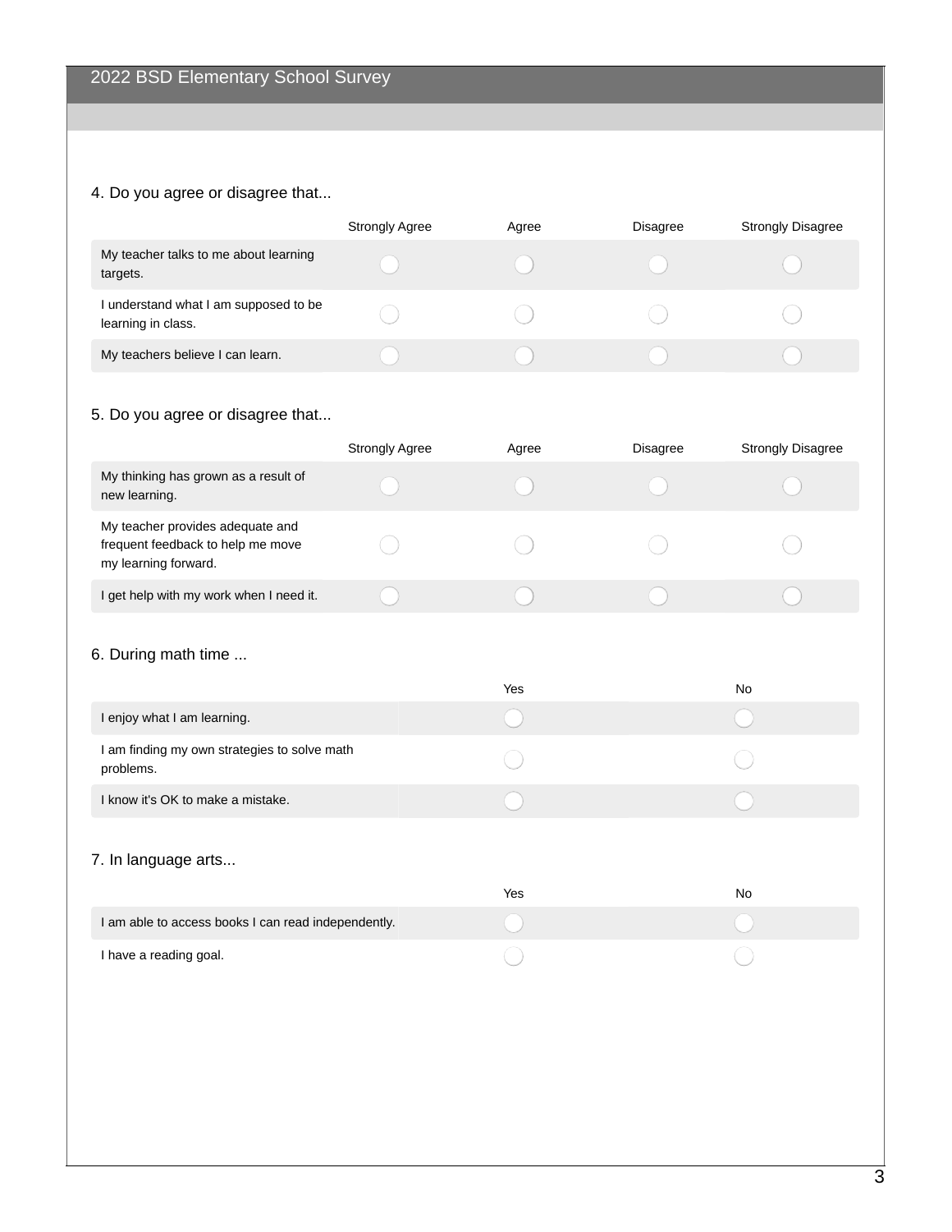## 2022 BSD Elementary School Survey

4. Do you agree or disagree that...

| | Strongly Agree | Agree | Disagree | Strongly Disagree |
|---|---|---|---|---|
| My teacher talks to me about learning targets. | ◯ | ◯ | ◯ | ◯ |
| I understand what I am supposed to be learning in class. | ◯ | ◯ | ◯ | ◯ |
| My teachers believe I can learn. | ◯ | ◯ | ◯ | ◯ |

5. Do you agree or disagree that...

| | Strongly Agree | Agree | Disagree | Strongly Disagree |
|---|---|---|---|---|
| My thinking has grown as a result of new learning. | ◯ | ◯ | ◯ | ◯ |
| My teacher provides adequate and frequent feedback to help me move my learning forward. | ◯ | ◯ | ◯ | ◯ |
| I get help with my work when I need it. | ◯ | ◯ | ◯ | ◯ |

6. During math time ...

| | Yes | No |
|---|---|---|
| I enjoy what I am learning. | ◯ | ◯ |
| I am finding my own strategies to solve math problems. | ◯ | ◯ |
| I know it's OK to make a mistake. | ◯ | ◯ |

7. In language arts...

| | Yes | No |
|---|---|---|
| I am able to access books I can read independently. | ◯ | ◯ |
| I have a reading goal. | ◯ | ◯ |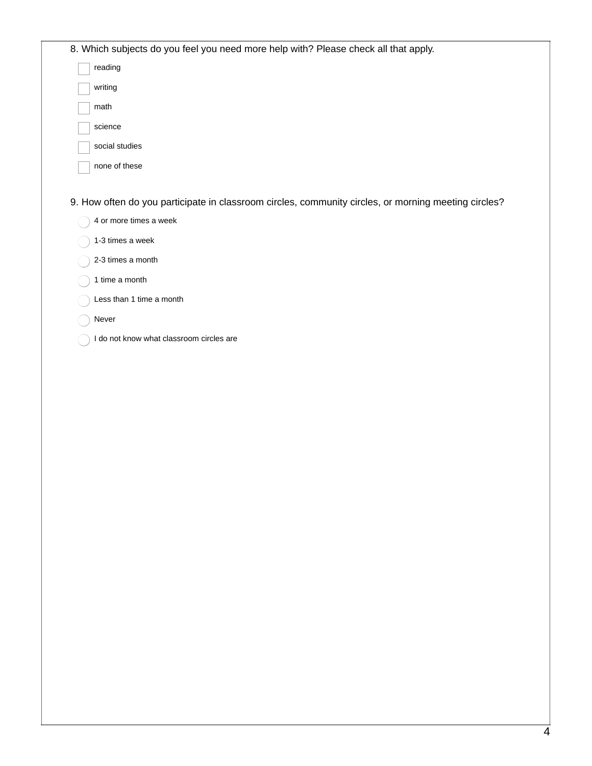8. Which subjects do you feel you need more help with? Please check all that apply.

- [ ] reading
- [ ] writing
- [ ] math
- [ ] science
- [ ] social studies
- [ ] none of these

9. How often do you participate in classroom circles, community circles, or morning meeting circles?

- ○ 4 or more times a week
- ○ 1-3 times a week
- ○ 2-3 times a month
- ○ 1 time a month
- ○ Less than 1 time a month
- ○ Never
- ○ I do not know what classroom circles are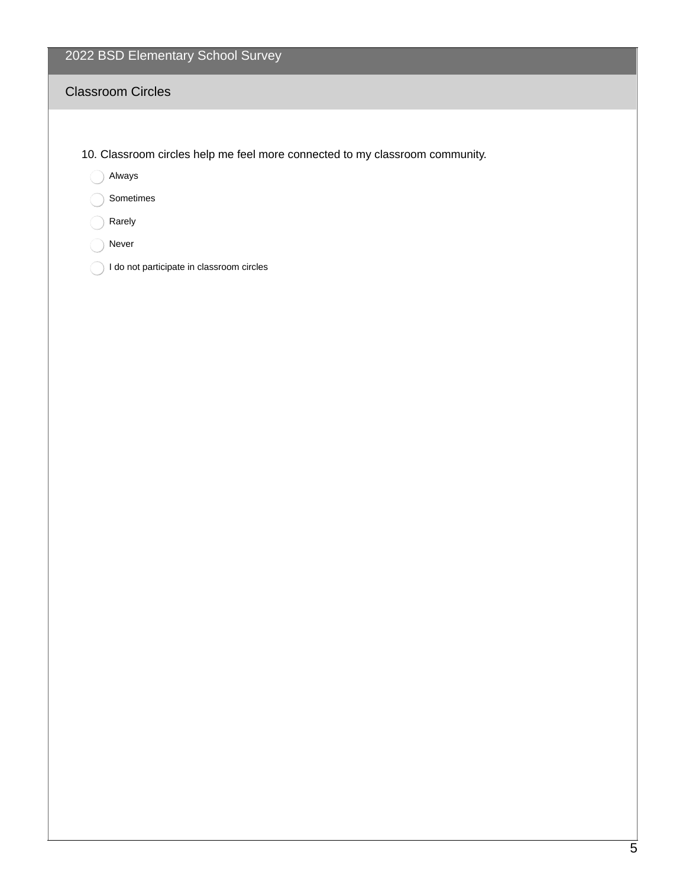# 2022 BSD Elementary School Survey

## Classroom Circles

10. Classroom circles help me feel more connected to my classroom community.

- Always
- Sometimes
- Rarely
- Never
- I do not participate in classroom circles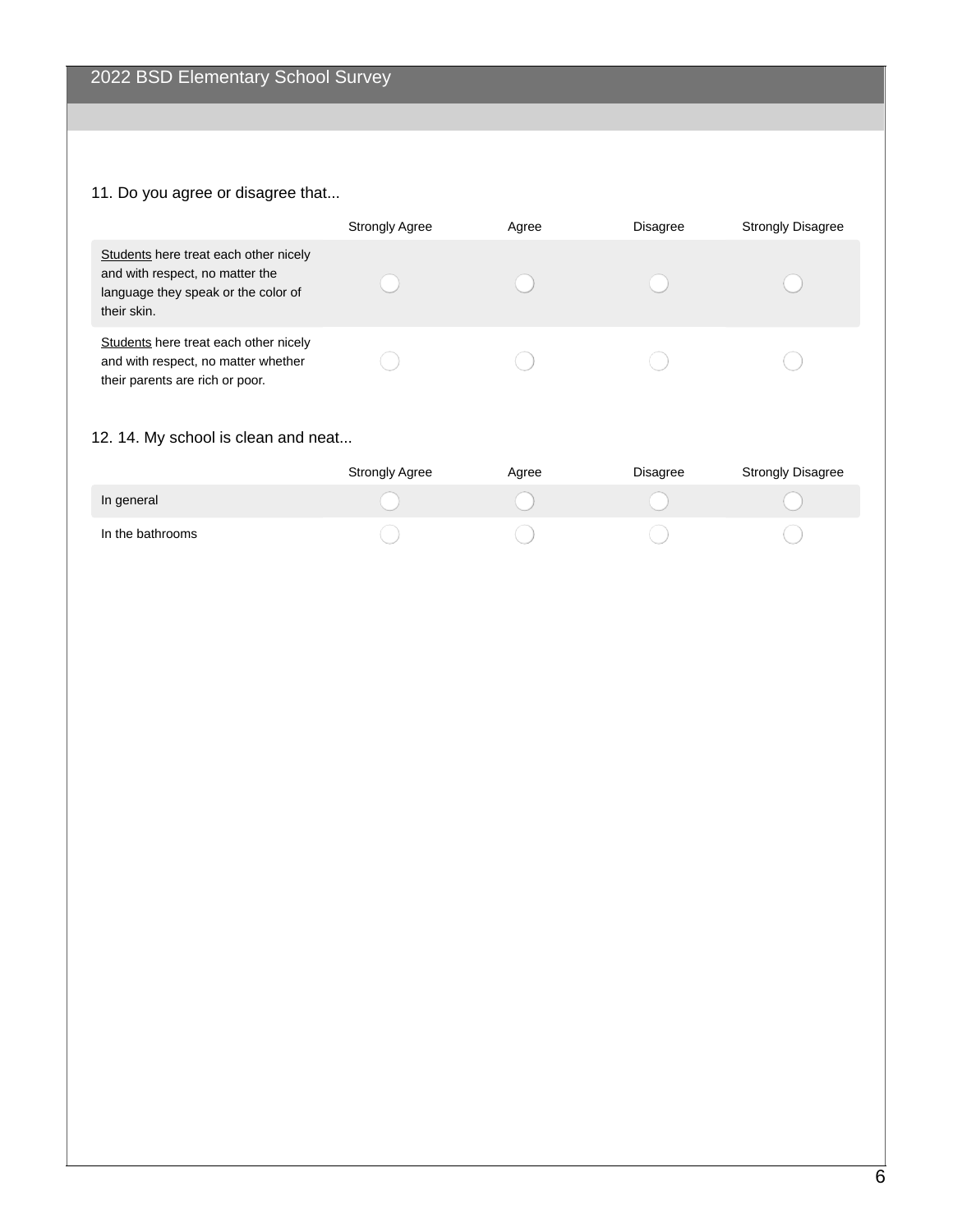11. Do you agree or disagree that...

| | Strongly Agree | Agree | Disagree | Strongly Disagree |
|---|---|---|---|---|
| Students here treat each other nicely and with respect, no matter the language they speak or the color of their skin. | ◯ | ◯ | ◯ | ◯ |
| Students here treat each other nicely and with respect, no matter whether their parents are rich or poor. | ◯ | ◯ | ◯ | ◯ |

12. 14. My school is clean and neat...

| | Strongly Agree | Agree | Disagree | Strongly Disagree |
|---|---|---|---|---|
| In general | ◯ | ◯ | ◯ | ◯ |
| In the bathrooms | ◯ | ◯ | ◯ | ◯ |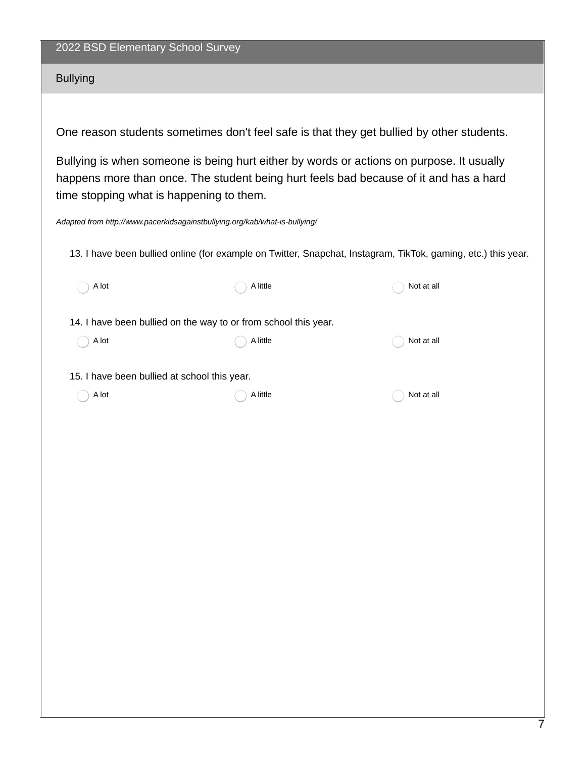## Bullying

One reason students sometimes don't feel safe is that they get bullied by other students.

Bullying is when someone is being hurt either by words or actions on purpose. It usually happens more than once. The student being hurt feels bad because of it and has a hard time stopping what is happening to them.

*Adapted from http://www.pacerkidsagainstbullying.org/kab/what-is-bullying/*

13. I have been bullied online (for example on Twitter, Snapchat, Instagram, TikTok, gaming, etc.) this year.

- ◯ A lot
- ◯ A little
- ◯ Not at all

14. I have been bullied on the way to or from school this year.

- ◯ A lot
- ◯ A little
- ◯ Not at all

15. I have been bullied at school this year.

- ◯ A lot
- ◯ A little
- ◯ Not at all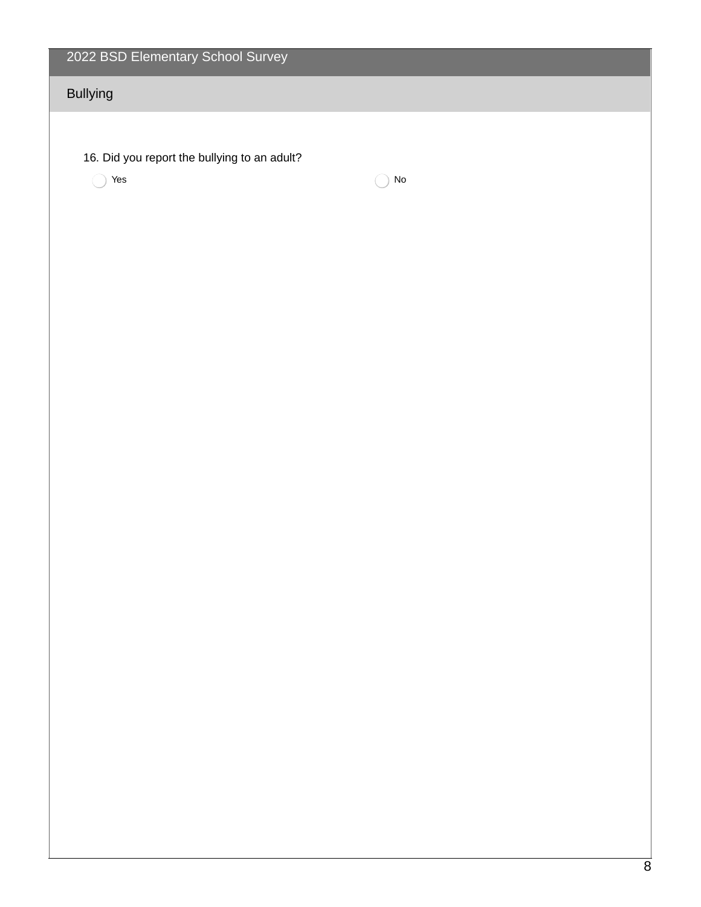## Bullying

16. Did you report the bullying to an adult?

- ○ Yes
- ○ No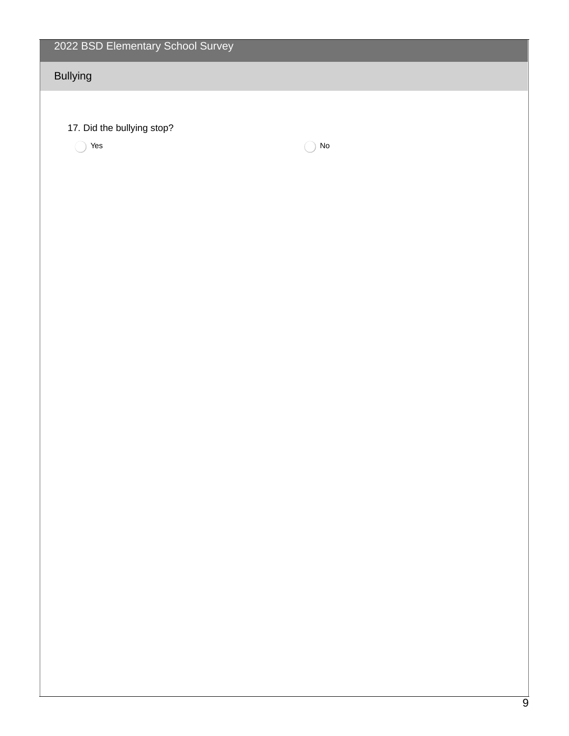## Bullying

17. Did the bullying stop?

- Yes
- No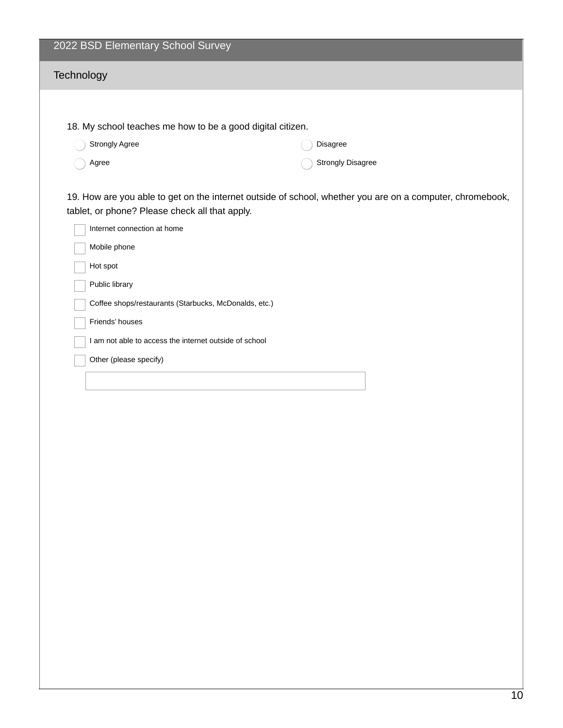## 2022 BSD Elementary School Survey

### Technology

18. My school teaches me how to be a good digital citizen.

- Strongly Agree
- Agree
- Disagree
- Strongly Disagree

19. How are you able to get on the internet outside of school, whether you are on a computer, chromebook, tablet, or phone? Please check all that apply.

- Internet connection at home
- Mobile phone
- Hot spot
- Public library
- Coffee shops/restaurants (Starbucks, McDonalds, etc.)
- Friends' houses
- I am not able to access the internet outside of school
- Other (please specify)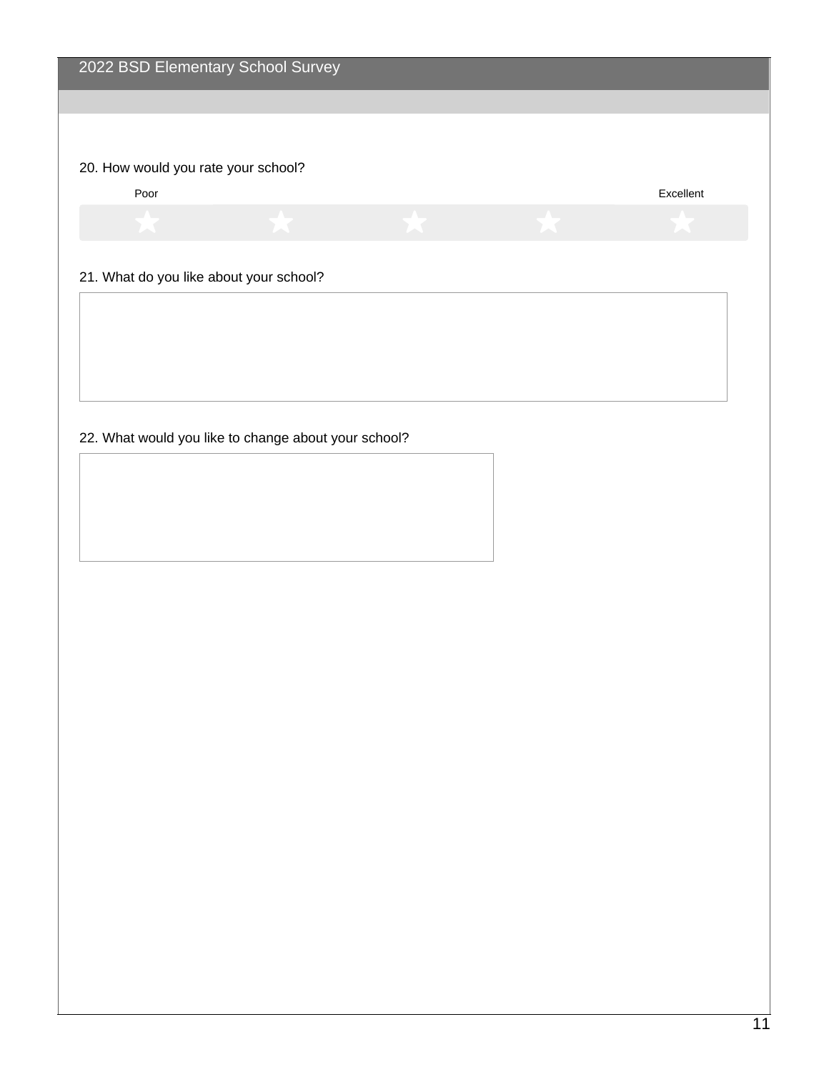20. How would you rate your school?

Poor ★ ★ ★ ★ ★ Excellent

21. What do you like about your school?

22. What would you like to change about your school?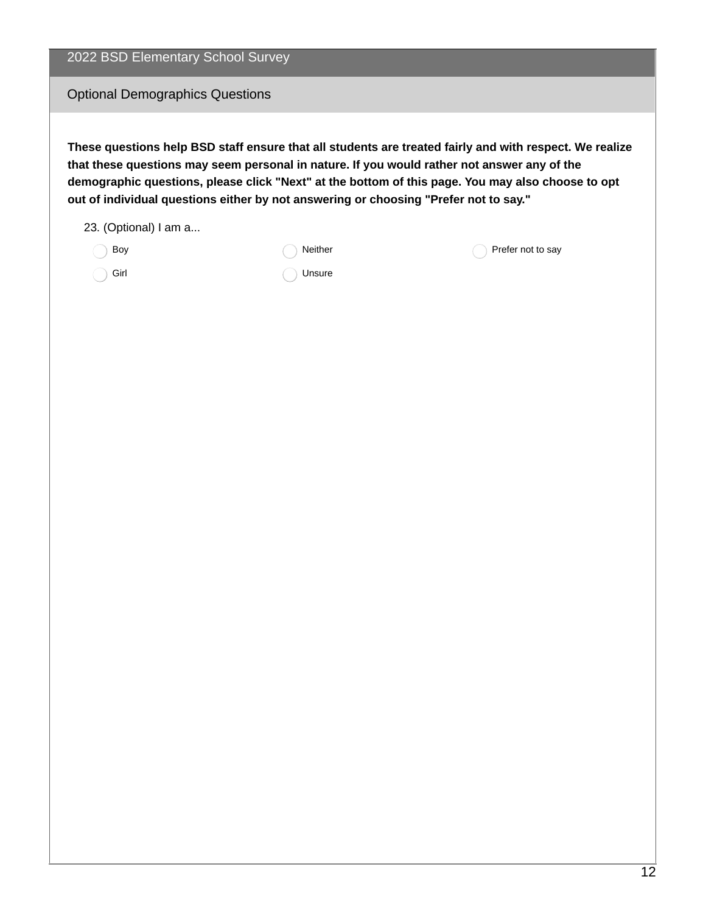2022 BSD Elementary School Survey

## Optional Demographics Questions

**These questions help BSD staff ensure that all students are treated fairly and with respect. We realize that these questions may seem personal in nature. If you would rather not answer any of the demographic questions, please click "Next" at the bottom of this page. You may also choose to opt out of individual questions either by not answering or choosing "Prefer not to say."**

23. (Optional) I am a...

- ◯ Boy
- ◯ Girl
- ◯ Neither
- ◯ Unsure
- ◯ Prefer not to say